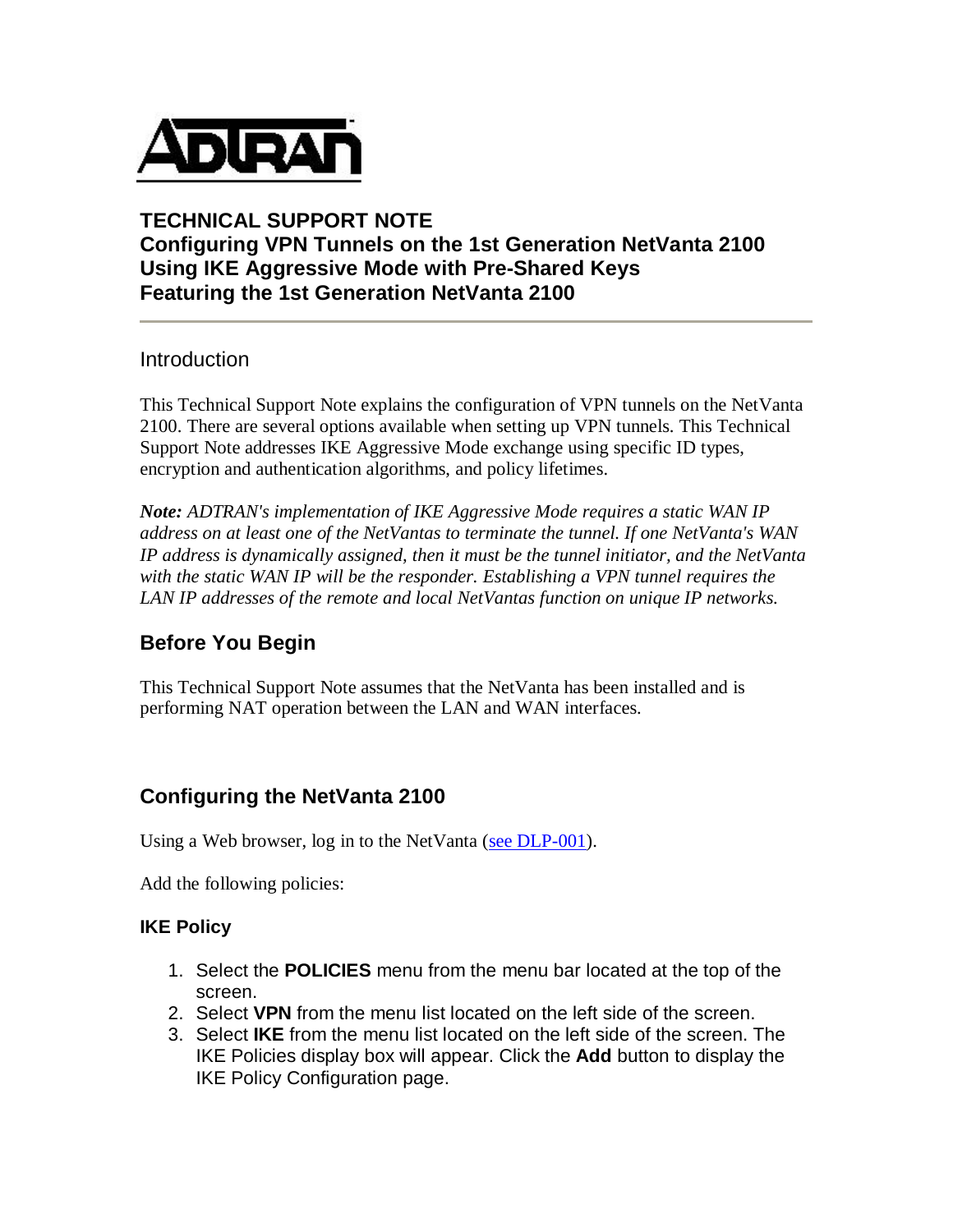ADTRAN

# TECHNICAL SUPPORT NOTE
# Configuring VPN Tunnels on the 1st Generation NetVanta 2100 Using IKE Aggressive Mode with Pre-Shared Keys Featuring the 1st Generation NetVanta 2100

---

Introduction

This Technical Support Note explains the configuration of VPN tunnels on the NetVanta 2100. There are several options available when setting up VPN tunnels. This Technical Support Note addresses IKE Aggressive Mode exchange using specific ID types, encryption and authentication algorithms, and policy lifetimes.

***Note:*** *ADTRAN's implementation of IKE Aggressive Mode requires a static WAN IP address on at least one of the NetVantas to terminate the tunnel. If one NetVanta's WAN IP address is dynamically assigned, then it must be the tunnel initiator, and the NetVanta with the static WAN IP will be the responder. Establishing a VPN tunnel requires the LAN IP addresses of the remote and local NetVantas function on unique IP networks.*

## Before You Begin

This Technical Support Note assumes that the NetVanta has been installed and is performing NAT operation between the LAN and WAN interfaces.

## Configuring the NetVanta 2100

Using a Web browser, log in to the NetVanta (see DLP-001).

Add the following policies:

### IKE Policy

1. Select the **POLICIES** menu from the menu bar located at the top of the screen.
2. Select **VPN** from the menu list located on the left side of the screen.
3. Select **IKE** from the menu list located on the left side of the screen. The IKE Policies display box will appear. Click the **Add** button to display the IKE Policy Configuration page.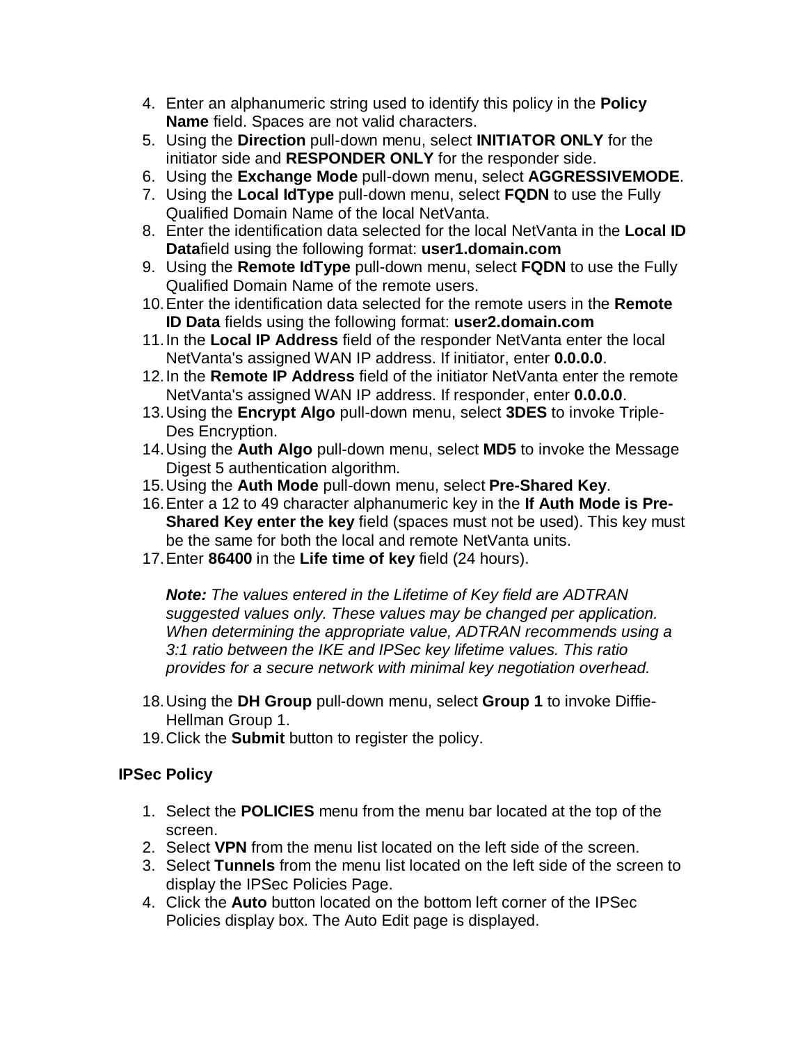4. Enter an alphanumeric string used to identify this policy in the **Policy Name** field. Spaces are not valid characters.
5. Using the **Direction** pull-down menu, select **INITIATOR ONLY** for the initiator side and **RESPONDER ONLY** for the responder side.
6. Using the **Exchange Mode** pull-down menu, select **AGGRESSIVEMODE**.
7. Using the **Local IdType** pull-down menu, select **FQDN** to use the Fully Qualified Domain Name of the local NetVanta.
8. Enter the identification data selected for the local NetVanta in the **Local ID Data**field using the following format: **user1.domain.com**
9. Using the **Remote IdType** pull-down menu, select **FQDN** to use the Fully Qualified Domain Name of the remote users.
10. Enter the identification data selected for the remote users in the **Remote ID Data** fields using the following format: **user2.domain.com**
11. In the **Local IP Address** field of the responder NetVanta enter the local NetVanta's assigned WAN IP address. If initiator, enter **0.0.0.0**.
12. In the **Remote IP Address** field of the initiator NetVanta enter the remote NetVanta's assigned WAN IP address. If responder, enter **0.0.0.0**.
13. Using the **Encrypt Algo** pull-down menu, select **3DES** to invoke Triple-Des Encryption.
14. Using the **Auth Algo** pull-down menu, select **MD5** to invoke the Message Digest 5 authentication algorithm.
15. Using the **Auth Mode** pull-down menu, select **Pre-Shared Key**.
16. Enter a 12 to 49 character alphanumeric key in the **If Auth Mode is Pre-Shared Key enter the key** field (spaces must not be used). This key must be the same for both the local and remote NetVanta units.
17. Enter **86400** in the **Life time of key** field (24 hours).

    ***Note:*** *The values entered in the Lifetime of Key field are ADTRAN suggested values only. These values may be changed per application. When determining the appropriate value, ADTRAN recommends using a 3:1 ratio between the IKE and IPSec key lifetime values. This ratio provides for a secure network with minimal key negotiation overhead.*

18. Using the **DH Group** pull-down menu, select **Group 1** to invoke Diffie-Hellman Group 1.
19. Click the **Submit** button to register the policy.

**IPSec Policy**

1. Select the **POLICIES** menu from the menu bar located at the top of the screen.
2. Select **VPN** from the menu list located on the left side of the screen.
3. Select **Tunnels** from the menu list located on the left side of the screen to display the IPSec Policies Page.
4. Click the **Auto** button located on the bottom left corner of the IPSec Policies display box. The Auto Edit page is displayed.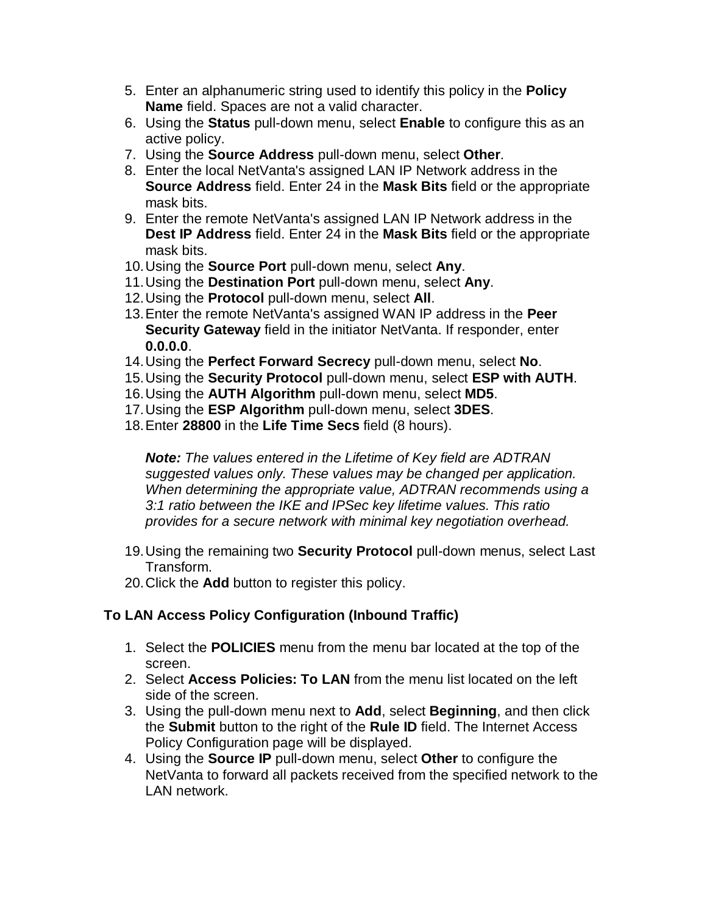5. Enter an alphanumeric string used to identify this policy in the **Policy Name** field. Spaces are not a valid character.
6. Using the **Status** pull-down menu, select **Enable** to configure this as an active policy.
7. Using the **Source Address** pull-down menu, select **Other**.
8. Enter the local NetVanta's assigned LAN IP Network address in the **Source Address** field. Enter 24 in the **Mask Bits** field or the appropriate mask bits.
9. Enter the remote NetVanta's assigned LAN IP Network address in the **Dest IP Address** field. Enter 24 in the **Mask Bits** field or the appropriate mask bits.
10. Using the **Source Port** pull-down menu, select **Any**.
11. Using the **Destination Port** pull-down menu, select **Any**.
12. Using the **Protocol** pull-down menu, select **All**.
13. Enter the remote NetVanta's assigned WAN IP address in the **Peer Security Gateway** field in the initiator NetVanta. If responder, enter **0.0.0.0**.
14. Using the **Perfect Forward Secrecy** pull-down menu, select **No**.
15. Using the **Security Protocol** pull-down menu, select **ESP with AUTH**.
16. Using the **AUTH Algorithm** pull-down menu, select **MD5**.
17. Using the **ESP Algorithm** pull-down menu, select **3DES**.
18. Enter **28800** in the **Life Time Secs** field (8 hours).

    ***Note:*** *The values entered in the Lifetime of Key field are ADTRAN suggested values only. These values may be changed per application. When determining the appropriate value, ADTRAN recommends using a 3:1 ratio between the IKE and IPSec key lifetime values. This ratio provides for a secure network with minimal key negotiation overhead.*

19. Using the remaining two **Security Protocol** pull-down menus, select Last Transform.
20. Click the **Add** button to register this policy.

### To LAN Access Policy Configuration (Inbound Traffic)

1. Select the **POLICIES** menu from the menu bar located at the top of the screen.
2. Select **Access Policies: To LAN** from the menu list located on the left side of the screen.
3. Using the pull-down menu next to **Add**, select **Beginning**, and then click the **Submit** button to the right of the **Rule ID** field. The Internet Access Policy Configuration page will be displayed.
4. Using the **Source IP** pull-down menu, select **Other** to configure the NetVanta to forward all packets received from the specified network to the LAN network.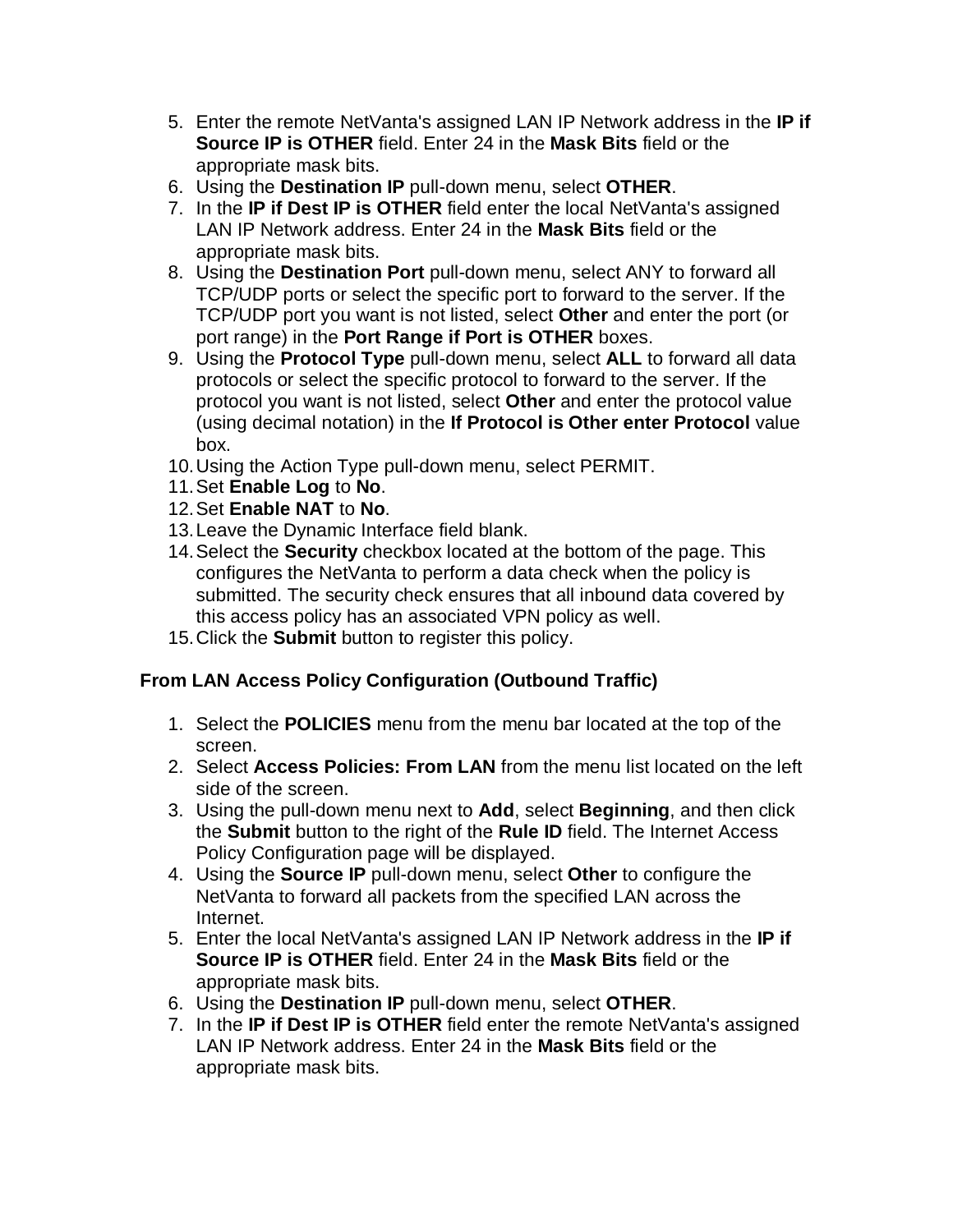5. Enter the remote NetVanta's assigned LAN IP Network address in the **IP if Source IP is OTHER** field. Enter 24 in the **Mask Bits** field or the appropriate mask bits.
6. Using the **Destination IP** pull-down menu, select **OTHER**.
7. In the **IP if Dest IP is OTHER** field enter the local NetVanta's assigned LAN IP Network address. Enter 24 in the **Mask Bits** field or the appropriate mask bits.
8. Using the **Destination Port** pull-down menu, select ANY to forward all TCP/UDP ports or select the specific port to forward to the server. If the TCP/UDP port you want is not listed, select **Other** and enter the port (or port range) in the **Port Range if Port is OTHER** boxes.
9. Using the **Protocol Type** pull-down menu, select **ALL** to forward all data protocols or select the specific protocol to forward to the server. If the protocol you want is not listed, select **Other** and enter the protocol value (using decimal notation) in the **If Protocol is Other enter Protocol** value box.
10. Using the Action Type pull-down menu, select PERMIT.
11. Set **Enable Log** to **No**.
12. Set **Enable NAT** to **No**.
13. Leave the Dynamic Interface field blank.
14. Select the **Security** checkbox located at the bottom of the page. This configures the NetVanta to perform a data check when the policy is submitted. The security check ensures that all inbound data covered by this access policy has an associated VPN policy as well.
15. Click the **Submit** button to register this policy.

### From LAN Access Policy Configuration (Outbound Traffic)

1. Select the **POLICIES** menu from the menu bar located at the top of the screen.
2. Select **Access Policies: From LAN** from the menu list located on the left side of the screen.
3. Using the pull-down menu next to **Add**, select **Beginning**, and then click the **Submit** button to the right of the **Rule ID** field. The Internet Access Policy Configuration page will be displayed.
4. Using the **Source IP** pull-down menu, select **Other** to configure the NetVanta to forward all packets from the specified LAN across the Internet.
5. Enter the local NetVanta's assigned LAN IP Network address in the **IP if Source IP is OTHER** field. Enter 24 in the **Mask Bits** field or the appropriate mask bits.
6. Using the **Destination IP** pull-down menu, select **OTHER**.
7. In the **IP if Dest IP is OTHER** field enter the remote NetVanta's assigned LAN IP Network address. Enter 24 in the **Mask Bits** field or the appropriate mask bits.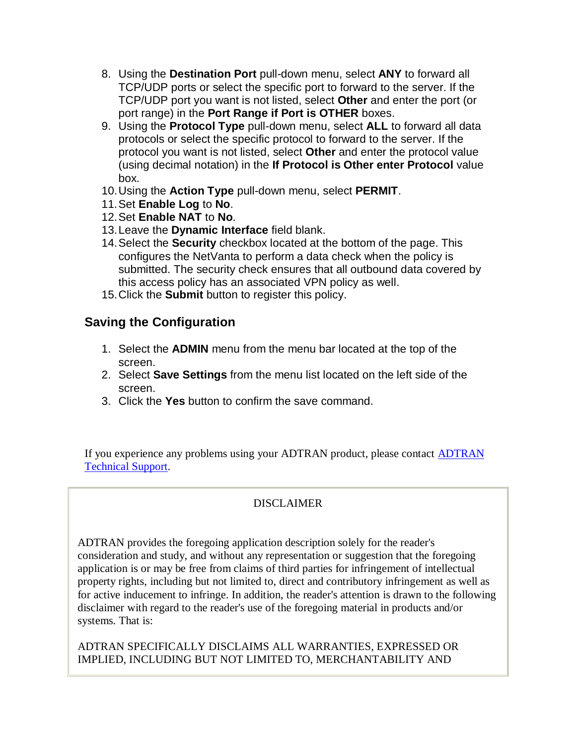8. Using the **Destination Port** pull-down menu, select **ANY** to forward all TCP/UDP ports or select the specific port to forward to the server. If the TCP/UDP port you want is not listed, select **Other** and enter the port (or port range) in the **Port Range if Port is OTHER** boxes.
9. Using the **Protocol Type** pull-down menu, select **ALL** to forward all data protocols or select the specific protocol to forward to the server. If the protocol you want is not listed, select **Other** and enter the protocol value (using decimal notation) in the **If Protocol is Other enter Protocol** value box.
10. Using the **Action Type** pull-down menu, select **PERMIT**.
11. Set **Enable Log** to **No**.
12. Set **Enable NAT** to **No**.
13. Leave the **Dynamic Interface** field blank.
14. Select the **Security** checkbox located at the bottom of the page. This configures the NetVanta to perform a data check when the policy is submitted. The security check ensures that all outbound data covered by this access policy has an associated VPN policy as well.
15. Click the **Submit** button to register this policy.

## Saving the Configuration

1. Select the **ADMIN** menu from the menu bar located at the top of the screen.
2. Select **Save Settings** from the menu list located on the left side of the screen.
3. Click the **Yes** button to confirm the save command.

If you experience any problems using your ADTRAN product, please contact ADTRAN Technical Support.

DISCLAIMER

ADTRAN provides the foregoing application description solely for the reader's consideration and study, and without any representation or suggestion that the foregoing application is or may be free from claims of third parties for infringement of intellectual property rights, including but not limited to, direct and contributory infringement as well as for active inducement to infringe. In addition, the reader's attention is drawn to the following disclaimer with regard to the reader's use of the foregoing material in products and/or systems. That is:

ADTRAN SPECIFICALLY DISCLAIMS ALL WARRANTIES, EXPRESSED OR IMPLIED, INCLUDING BUT NOT LIMITED TO, MERCHANTABILITY AND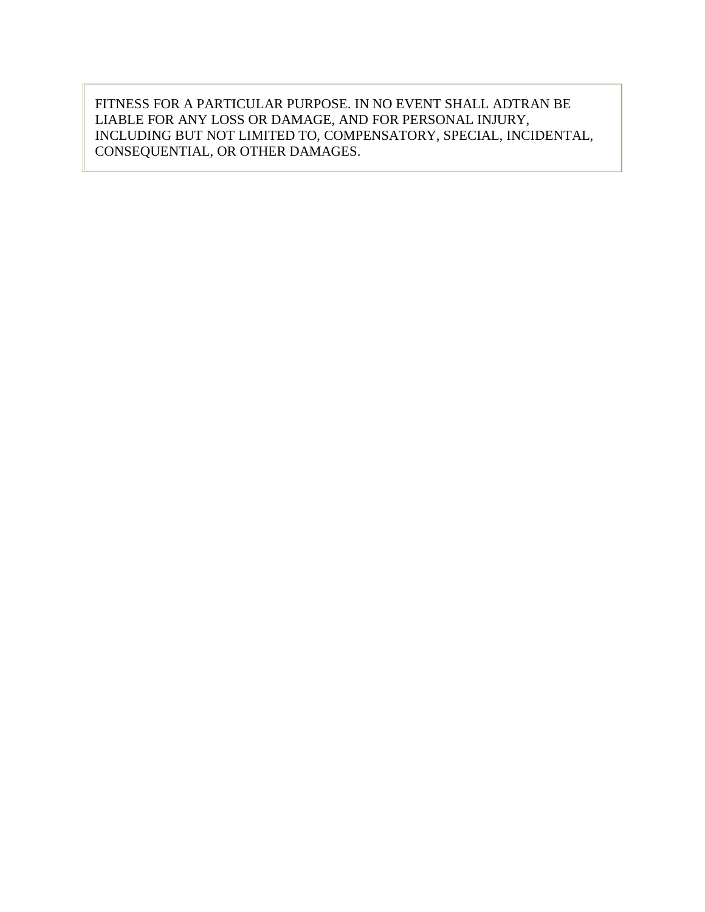FITNESS FOR A PARTICULAR PURPOSE. IN NO EVENT SHALL ADTRAN BE LIABLE FOR ANY LOSS OR DAMAGE, AND FOR PERSONAL INJURY, INCLUDING BUT NOT LIMITED TO, COMPENSATORY, SPECIAL, INCIDENTAL, CONSEQUENTIAL, OR OTHER DAMAGES.